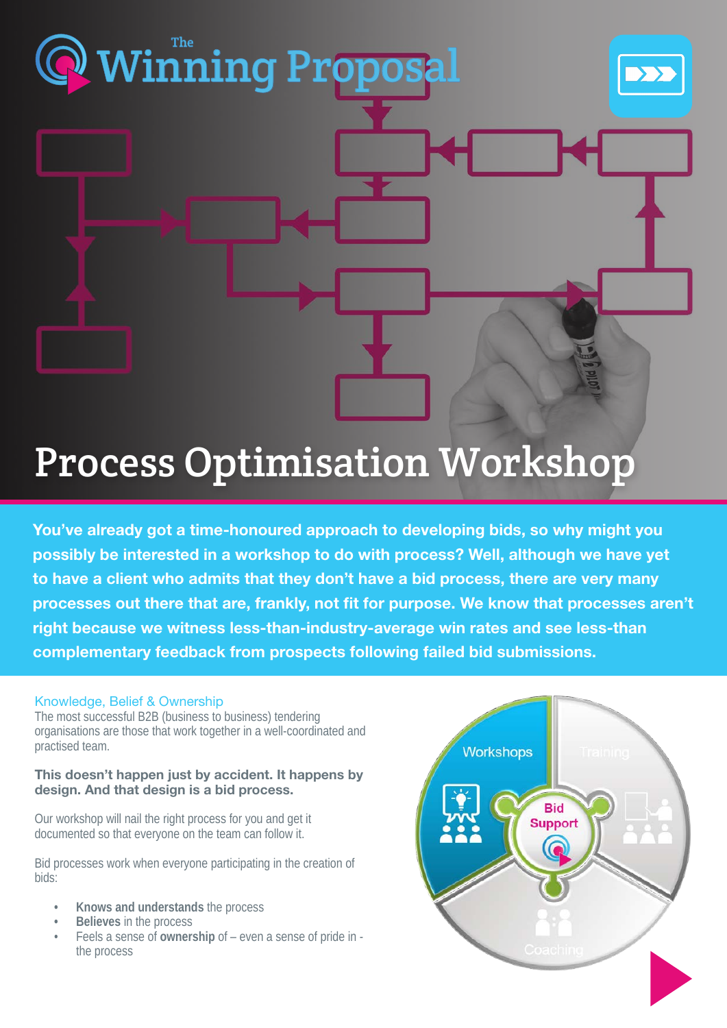The Winning Proposal

# Process Optimisation Workshop

**You've already got a time-honoured approach to developing bids, so why might you possibly be interested in a workshop to do with process? Well, although we have yet to have a client who admits that they don't have a bid process, there are very many processes out there that are, frankly, not fit for purpose. We know that processes aren't right because we witness less-than-industry-average win rates and see less-than complementary feedback from prospects following failed bid submissions.**

## Knowledge, Belief & Ownership

The most successful B2B (business to business) tendering organisations are those that work together in a well-coordinated and practised team.

**This doesn't happen just by accident. It happens by design. And that design is a bid process.**

Our workshop will nail the right process for you and get it documented so that everyone on the team can follow it.

Bid processes work when everyone participating in the creation of bids:

- **Knows and understands** the process
- **Believes** in the process
- Feels a sense of **ownership** of – even a sense of pride in - the process

Workshops | Training | Coaching | Bid Support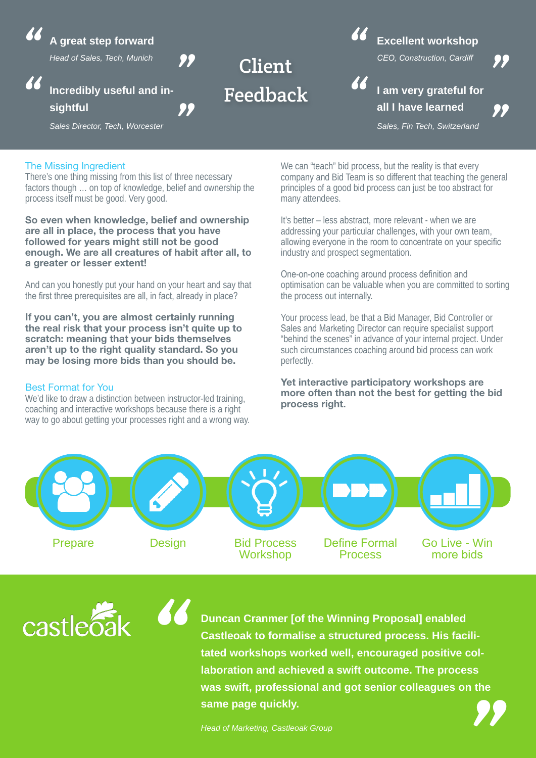> **A great step forward**
> *Head of Sales, Tech, Munich*

> **Incredibly useful and in-sightful**
> *Sales Director, Tech, Worcester*

# Client Feedback

> **Excellent workshop**
> *CEO, Construction, Cardiff*

> **I am very grateful for all I have learned**
> *Sales, Fin Tech, Switzerland*

## The Missing Ingredient

There's one thing missing from this list of three necessary factors though … on top of knowledge, belief and ownership the process itself must be good. Very good.

**So even when knowledge, belief and ownership are all in place, the process that you have followed for years might still not be good enough. We are all creatures of habit after all, to a greater or lesser extent!**

And can you honestly put your hand on your heart and say that the first three prerequisites are all, in fact, already in place?

**If you can't, you are almost certainly running the real risk that your process isn't quite up to scratch: meaning that your bids themselves aren't up to the right quality standard. So you may be losing more bids than you should be.**

## Best Format for You

We'd like to draw a distinction between instructor-led training, coaching and interactive workshops because there is a right way to go about getting your processes right and a wrong way.

We can "teach" bid process, but the reality is that every company and Bid Team is so different that teaching the general principles of a good bid process can just be too abstract for many attendees.

It's better – less abstract, more relevant - when we are addressing your particular challenges, with your own team, allowing everyone in the room to concentrate on your specific industry and prospect segmentation.

One-on-one coaching around process definition and optimisation can be valuable when you are committed to sorting the process out internally.

Your process lead, be that a Bid Manager, Bid Controller or Sales and Marketing Director can require specialist support "behind the scenes" in advance of your internal project. Under such circumstances coaching around bid process can work perfectly.

**Yet interactive participatory workshops are more often than not the best for getting the bid process right.**

Prepare → Design → Bid Process Workshop → Define Formal Process → Go Live - Win more bids

castleoak

> **Duncan Cranmer [of the Winning Proposal] enabled Castleoak to formalise a structured process. His facilitated workshops worked well, encouraged positive collaboration and achieved a swift outcome. The process was swift, professional and got senior colleagues on the same page quickly.**
>
> *Head of Marketing, Castleoak Group*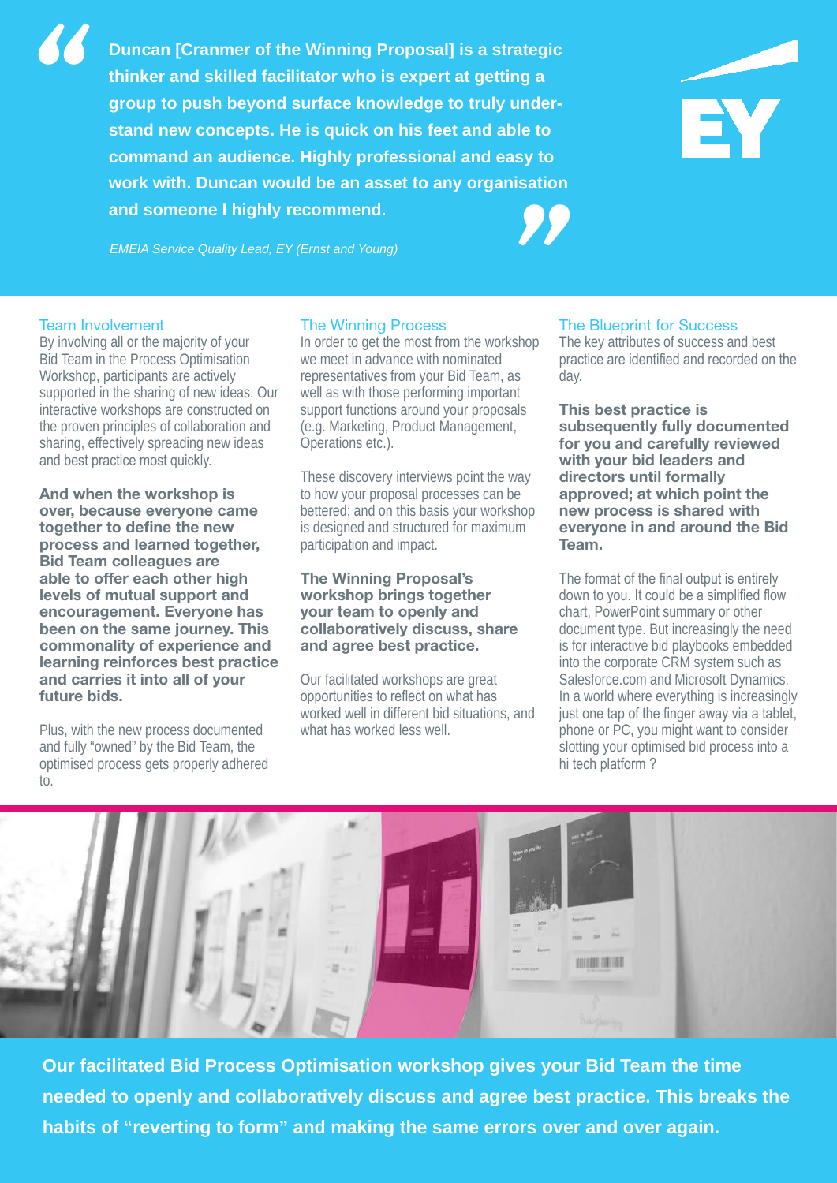> **Duncan [Cranmer of the Winning Proposal] is a strategic thinker and skilled facilitator who is expert at getting a group to push beyond surface knowledge to truly understand new concepts. He is quick on his feet and able to command an audience. Highly professional and easy to work with. Duncan would be an asset to any organisation and someone I highly recommend.**
>
> *EMEIA Service Quality Lead, EY (Ernst and Young)*

## Team Involvement

By involving all or the majority of your Bid Team in the Process Optimisation Workshop, participants are actively supported in the sharing of new ideas. Our interactive workshops are constructed on the proven principles of collaboration and sharing, effectively spreading new ideas and best practice most quickly.

**And when the workshop is over, because everyone came together to define the new process and learned together, Bid Team colleagues are able to offer each other high levels of mutual support and encouragement. Everyone has been on the same journey. This commonality of experience and learning reinforces best practice and carries it into all of your future bids.**

Plus, with the new process documented and fully "owned" by the Bid Team, the optimised process gets properly adhered to.

## The Winning Process

In order to get the most from the workshop we meet in advance with nominated representatives from your Bid Team, as well as with those performing important support functions around your proposals (e.g. Marketing, Product Management, Operations etc.).

These discovery interviews point the way to how your proposal processes can be bettered; and on this basis your workshop is designed and structured for maximum participation and impact.

**The Winning Proposal's workshop brings together your team to openly and collaboratively discuss, share and agree best practice.**

Our facilitated workshops are great opportunities to reflect on what has worked well in different bid situations, and what has worked less well.

## The Blueprint for Success

The key attributes of success and best practice are identified and recorded on the day.

**This best practice is subsequently fully documented for you and carefully reviewed with your bid leaders and directors until formally approved; at which point the new process is shared with everyone in and around the Bid Team.**

The format of the final output is entirely down to you. It could be a simplified flow chart, PowerPoint summary or other document type. But increasingly the need is for interactive bid playbooks embedded into the corporate CRM system such as Salesforce.com and Microsoft Dynamics. In a world where everything is increasingly just one tap of the finger away via a tablet, phone or PC, you might want to consider slotting your optimised bid process into a hi tech platform ?

**Our facilitated Bid Process Optimisation workshop gives your Bid Team the time needed to openly and collaboratively discuss and agree best practice. This breaks the habits of "reverting to form" and making the same errors over and over again.**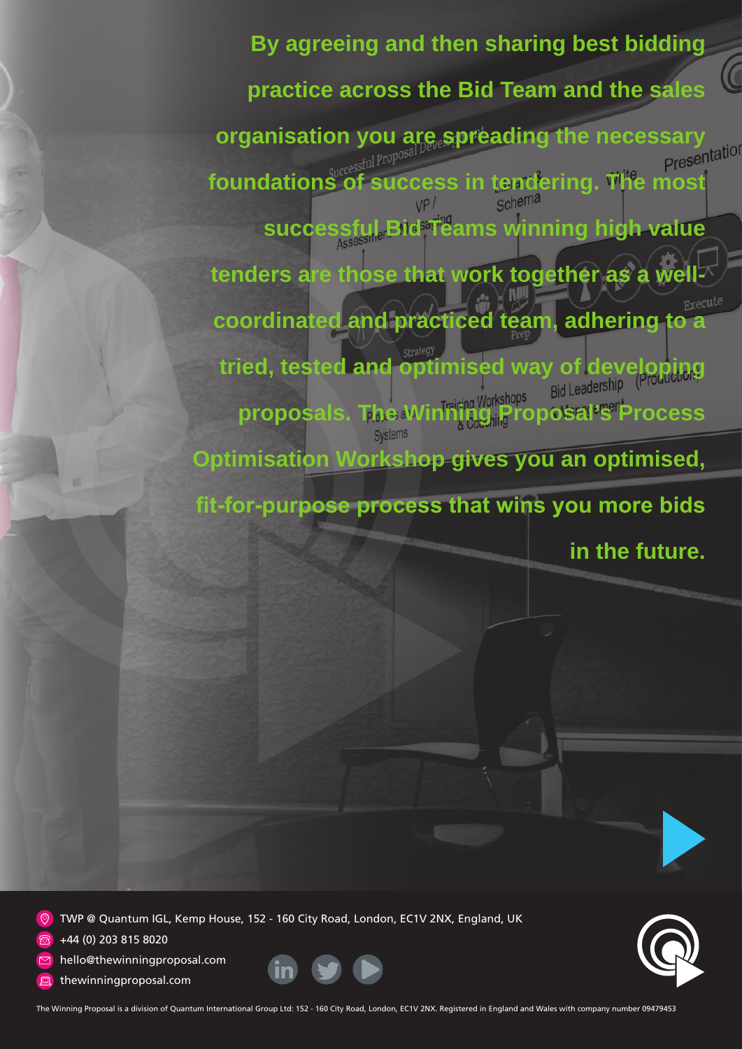**By agreeing and then sharing best bidding practice across the Bid Team and the sales organisation you are spreading the necessary foundations of success in tendering. The most successful Bid Teams winning high value tenders are those that work together as a well-coordinated and practiced team, adhering to a tried, tested and optimised way of developing proposals. The Winning Proposal's Process Optimisation Workshop gives you an optimised, fit-for-purpose process that wins you more bids in the future.**

TWP @ Quantum IGL, Kemp House, 152 - 160 City Road, London, EC1V 2NX, England, UK

+44 (0) 203 815 8020

hello@thewinningproposal.com

thewinningproposal.com

The Winning Proposal is a division of Quantum International Group Ltd: 152 - 160 City Road, London, EC1V 2NX. Registered in England and Wales with company number 09479453